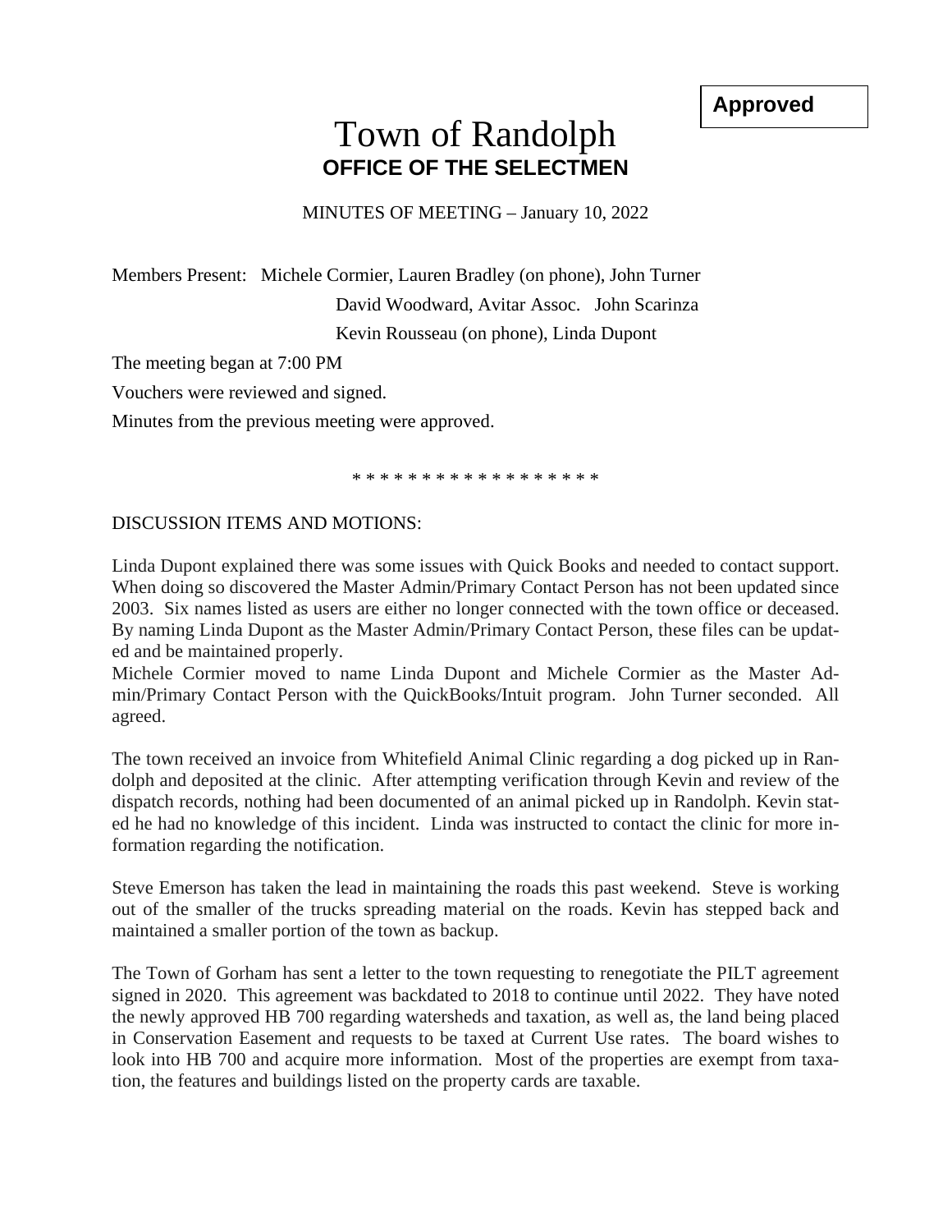**Approved**

# Town of Randolph
## OFFICE OF THE SELECTMEN

MINUTES OF MEETING – January 10, 2022

Members Present: Michele Cormier, Lauren Bradley (on phone), John Turner
David Woodward, Avitar Assoc. John Scarinza
Kevin Rousseau (on phone), Linda Dupont

The meeting began at 7:00 PM

Vouchers were reviewed and signed.

Minutes from the previous meeting were approved.

* * * * * * * * * * * * * * * * * *

DISCUSSION ITEMS AND MOTIONS:

Linda Dupont explained there was some issues with Quick Books and needed to contact support. When doing so discovered the Master Admin/Primary Contact Person has not been updated since 2003. Six names listed as users are either no longer connected with the town office or deceased. By naming Linda Dupont as the Master Admin/Primary Contact Person, these files can be updated and be maintained properly.
Michele Cormier moved to name Linda Dupont and Michele Cormier as the Master Admin/Primary Contact Person with the QuickBooks/Intuit program. John Turner seconded. All agreed.

The town received an invoice from Whitefield Animal Clinic regarding a dog picked up in Randolph and deposited at the clinic. After attempting verification through Kevin and review of the dispatch records, nothing had been documented of an animal picked up in Randolph. Kevin stated he had no knowledge of this incident. Linda was instructed to contact the clinic for more information regarding the notification.

Steve Emerson has taken the lead in maintaining the roads this past weekend. Steve is working out of the smaller of the trucks spreading material on the roads. Kevin has stepped back and maintained a smaller portion of the town as backup.

The Town of Gorham has sent a letter to the town requesting to renegotiate the PILT agreement signed in 2020. This agreement was backdated to 2018 to continue until 2022. They have noted the newly approved HB 700 regarding watersheds and taxation, as well as, the land being placed in Conservation Easement and requests to be taxed at Current Use rates. The board wishes to look into HB 700 and acquire more information. Most of the properties are exempt from taxation, the features and buildings listed on the property cards are taxable.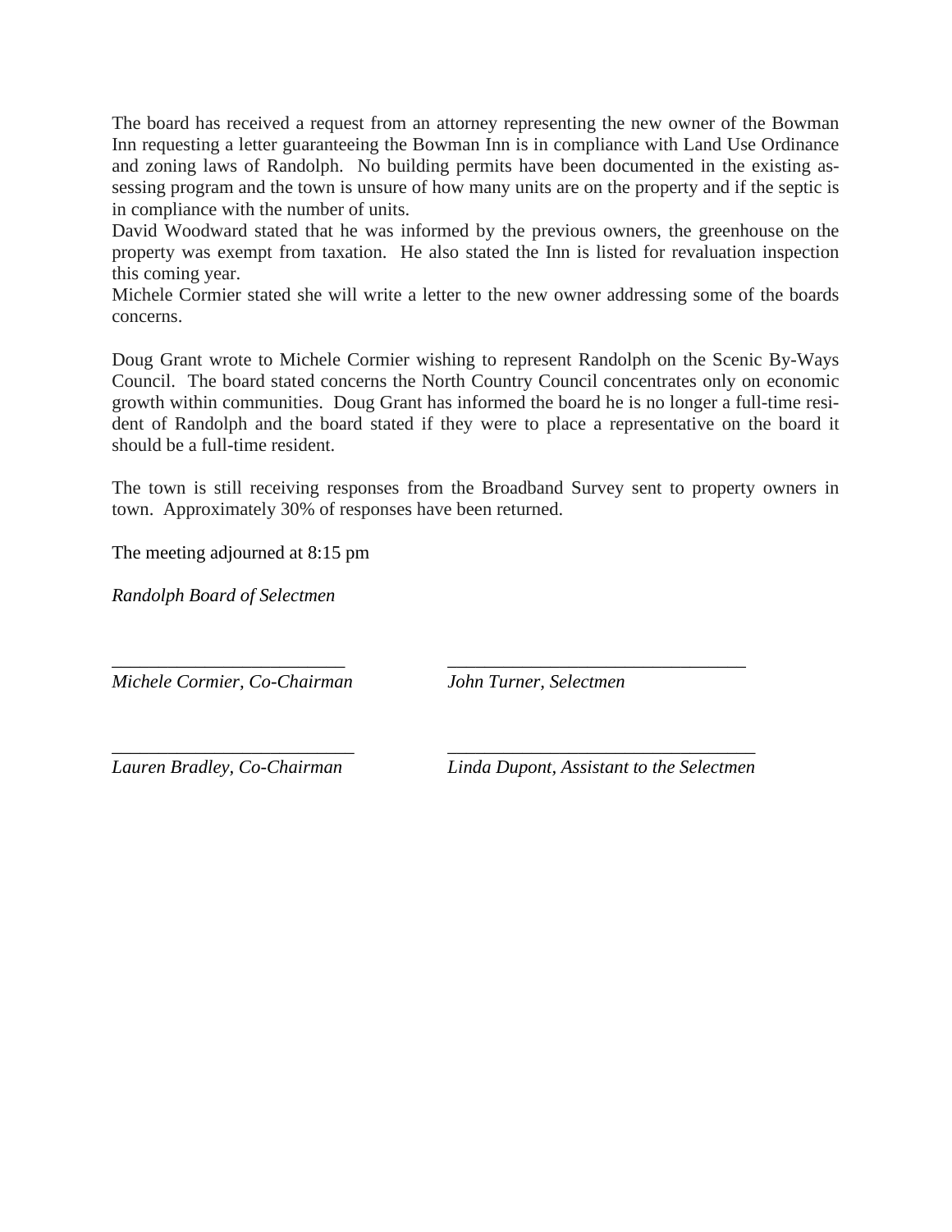The board has received a request from an attorney representing the new owner of the Bowman Inn requesting a letter guaranteeing the Bowman Inn is in compliance with Land Use Ordinance and zoning laws of Randolph. No building permits have been documented in the existing assessing program and the town is unsure of how many units are on the property and if the septic is in compliance with the number of units.
David Woodward stated that he was informed by the previous owners, the greenhouse on the property was exempt from taxation. He also stated the Inn is listed for revaluation inspection this coming year.
Michele Cormier stated she will write a letter to the new owner addressing some of the boards concerns.

Doug Grant wrote to Michele Cormier wishing to represent Randolph on the Scenic By-Ways Council. The board stated concerns the North Country Council concentrates only on economic growth within communities. Doug Grant has informed the board he is no longer a full-time resident of Randolph and the board stated if they were to place a representative on the board it should be a full-time resident.

The town is still receiving responses from the Broadband Survey sent to property owners in town. Approximately 30% of responses have been returned.

The meeting adjourned at 8:15 pm

*Randolph Board of Selectmen*

| | |
|---|---|
| ________________________ | ________________________ |
| *Michele Cormier, Co-Chairman* | *John Turner, Selectmen* |
| ________________________ | ________________________ |
| *Lauren Bradley, Co-Chairman* | *Linda Dupont, Assistant to the Selectmen* |